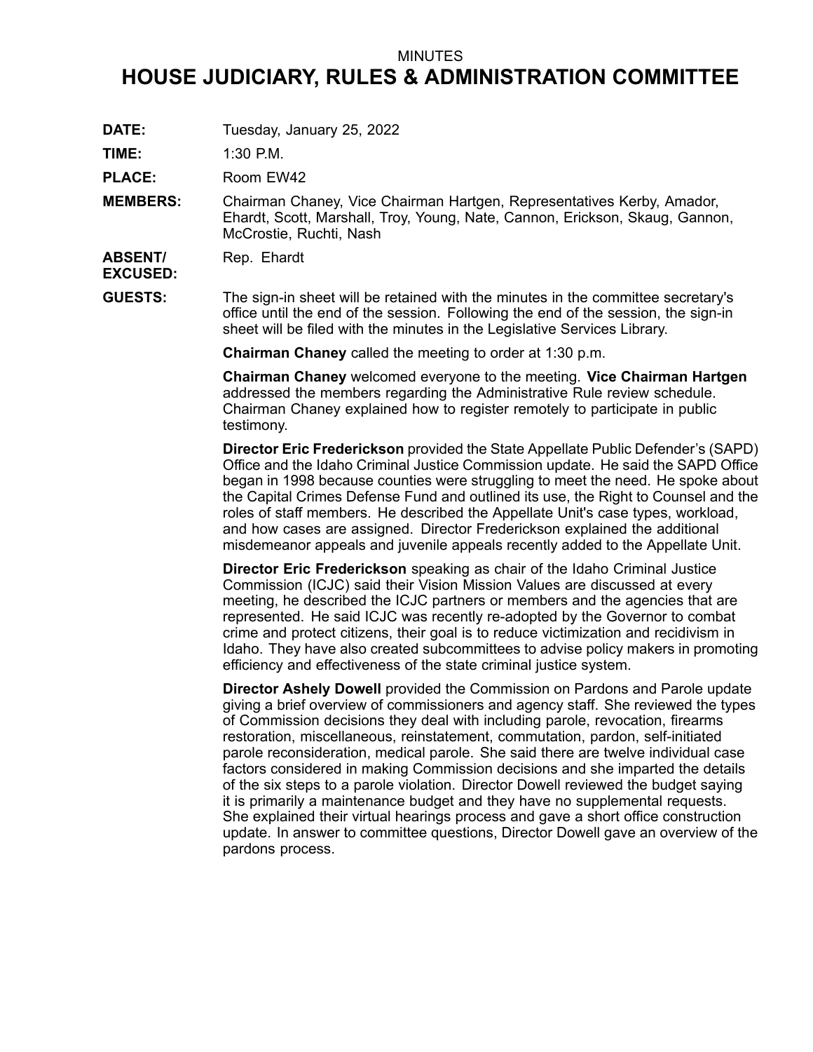MINUTES

# HOUSE JUDICIARY, RULES & ADMINISTRATION COMMITTEE

**DATE:** Tuesday, January 25, 2022

**TIME:** 1:30 P.M.

**PLACE:** Room EW42

**MEMBERS:** Chairman Chaney, Vice Chairman Hartgen, Representatives Kerby, Amador, Ehardt, Scott, Marshall, Troy, Young, Nate, Cannon, Erickson, Skaug, Gannon, McCrostie, Ruchti, Nash

**ABSENT/ EXCUSED:** Rep. Ehardt

**GUESTS:** The sign-in sheet will be retained with the minutes in the committee secretary's office until the end of the session. Following the end of the session, the sign-in sheet will be filed with the minutes in the Legislative Services Library.

**Chairman Chaney** called the meeting to order at 1:30 p.m.

**Chairman Chaney** welcomed everyone to the meeting. **Vice Chairman Hartgen** addressed the members regarding the Administrative Rule review schedule. Chairman Chaney explained how to register remotely to participate in public testimony.

**Director Eric Frederickson** provided the State Appellate Public Defender's (SAPD) Office and the Idaho Criminal Justice Commission update. He said the SAPD Office began in 1998 because counties were struggling to meet the need. He spoke about the Capital Crimes Defense Fund and outlined its use, the Right to Counsel and the roles of staff members. He described the Appellate Unit's case types, workload, and how cases are assigned. Director Frederickson explained the additional misdemeanor appeals and juvenile appeals recently added to the Appellate Unit.

**Director Eric Frederickson** speaking as chair of the Idaho Criminal Justice Commission (ICJC) said their Vision Mission Values are discussed at every meeting, he described the ICJC partners or members and the agencies that are represented. He said ICJC was recently re-adopted by the Governor to combat crime and protect citizens, their goal is to reduce victimization and recidivism in Idaho. They have also created subcommittees to advise policy makers in promoting efficiency and effectiveness of the state criminal justice system.

**Director Ashely Dowell** provided the Commission on Pardons and Parole update giving a brief overview of commissioners and agency staff. She reviewed the types of Commission decisions they deal with including parole, revocation, firearms restoration, miscellaneous, reinstatement, commutation, pardon, self-initiated parole reconsideration, medical parole. She said there are twelve individual case factors considered in making Commission decisions and she imparted the details of the six steps to a parole violation. Director Dowell reviewed the budget saying it is primarily a maintenance budget and they have no supplemental requests. She explained their virtual hearings process and gave a short office construction update. In answer to committee questions, Director Dowell gave an overview of the pardons process.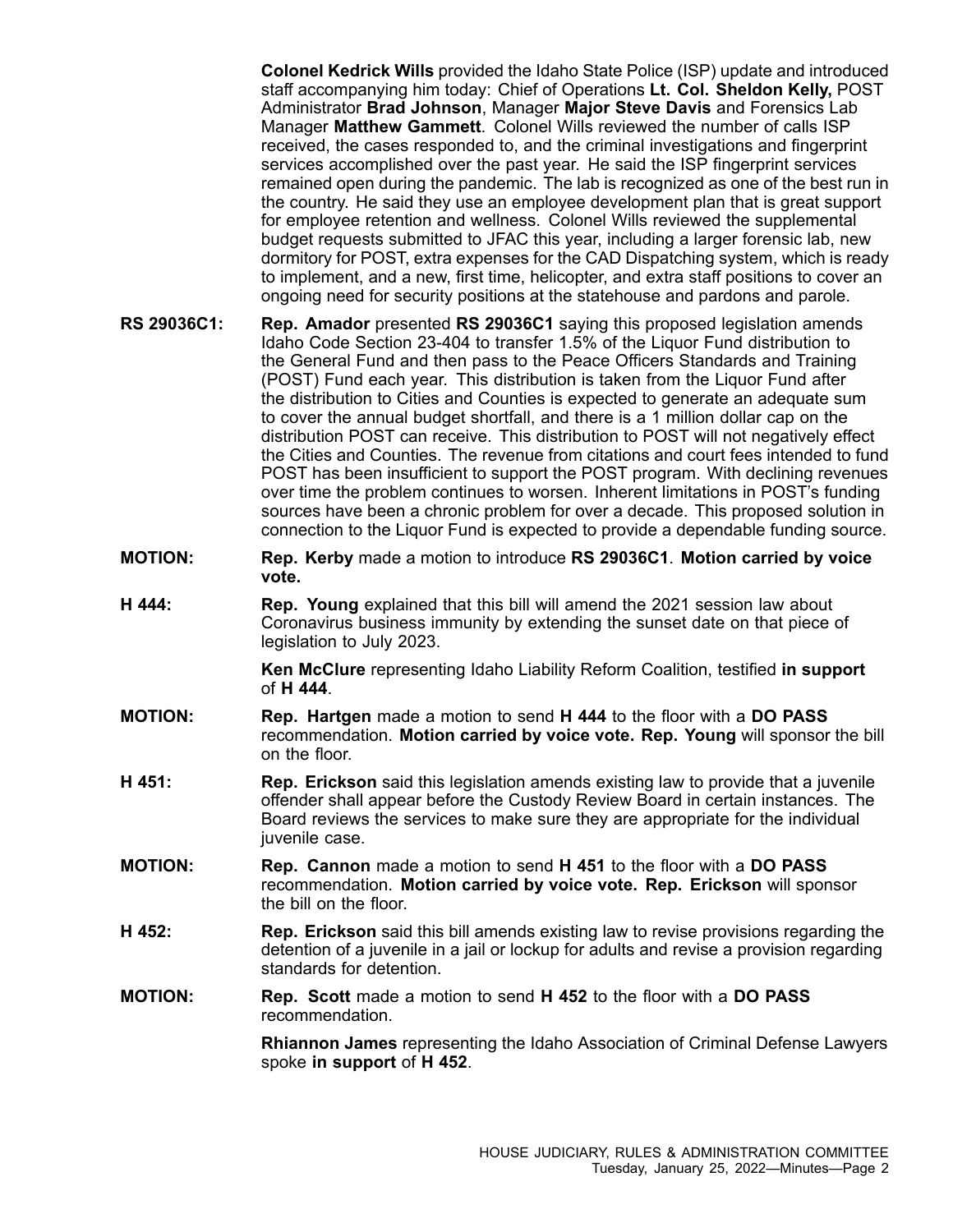**Colonel Kedrick Wills** provided the Idaho State Police (ISP) update and introduced staff accompanying him today: Chief of Operations **Lt. Col. Sheldon Kelly,** POST Administrator **Brad Johnson**, Manager **Major Steve Davis** and Forensics Lab Manager **Matthew Gammett**. Colonel Wills reviewed the number of calls ISP received, the cases responded to, and the criminal investigations and fingerprint services accomplished over the past year. He said the ISP fingerprint services remained open during the pandemic. The lab is recognized as one of the best run in the country. He said they use an employee development plan that is great support for employee retention and wellness. Colonel Wills reviewed the supplemental budget requests submitted to JFAC this year, including a larger forensic lab, new dormitory for POST, extra expenses for the CAD Dispatching system, which is ready to implement, and a new, first time, helicopter, and extra staff positions to cover an ongoing need for security positions at the statehouse and pardons and parole.

**RS 29036C1:** **Rep. Amador** presented **RS 29036C1** saying this proposed legislation amends Idaho Code Section 23-404 to transfer 1.5% of the Liquor Fund distribution to the General Fund and then pass to the Peace Officers Standards and Training (POST) Fund each year. This distribution is taken from the Liquor Fund after the distribution to Cities and Counties is expected to generate an adequate sum to cover the annual budget shortfall, and there is a 1 million dollar cap on the distribution POST can receive. This distribution to POST will not negatively effect the Cities and Counties. The revenue from citations and court fees intended to fund POST has been insufficient to support the POST program. With declining revenues over time the problem continues to worsen. Inherent limitations in POST's funding sources have been a chronic problem for over a decade. This proposed solution in connection to the Liquor Fund is expected to provide a dependable funding source.

**MOTION:** **Rep. Kerby** made a motion to introduce **RS 29036C1**. **Motion carried by voice vote.**

**H 444:** **Rep. Young** explained that this bill will amend the 2021 session law about Coronavirus business immunity by extending the sunset date on that piece of legislation to July 2023.

**Ken McClure** representing Idaho Liability Reform Coalition, testified **in support** of **H 444**.

**MOTION:** **Rep. Hartgen** made a motion to send **H 444** to the floor with a **DO PASS** recommendation. **Motion carried by voice vote. Rep. Young** will sponsor the bill on the floor.

**H 451:** **Rep. Erickson** said this legislation amends existing law to provide that a juvenile offender shall appear before the Custody Review Board in certain instances. The Board reviews the services to make sure they are appropriate for the individual juvenile case.

**MOTION:** **Rep. Cannon** made a motion to send **H 451** to the floor with a **DO PASS** recommendation. **Motion carried by voice vote. Rep. Erickson** will sponsor the bill on the floor.

**H 452:** **Rep. Erickson** said this bill amends existing law to revise provisions regarding the detention of a juvenile in a jail or lockup for adults and revise a provision regarding standards for detention.

**MOTION:** **Rep. Scott** made a motion to send **H 452** to the floor with a **DO PASS** recommendation.

**Rhiannon James** representing the Idaho Association of Criminal Defense Lawyers spoke **in support** of **H 452**.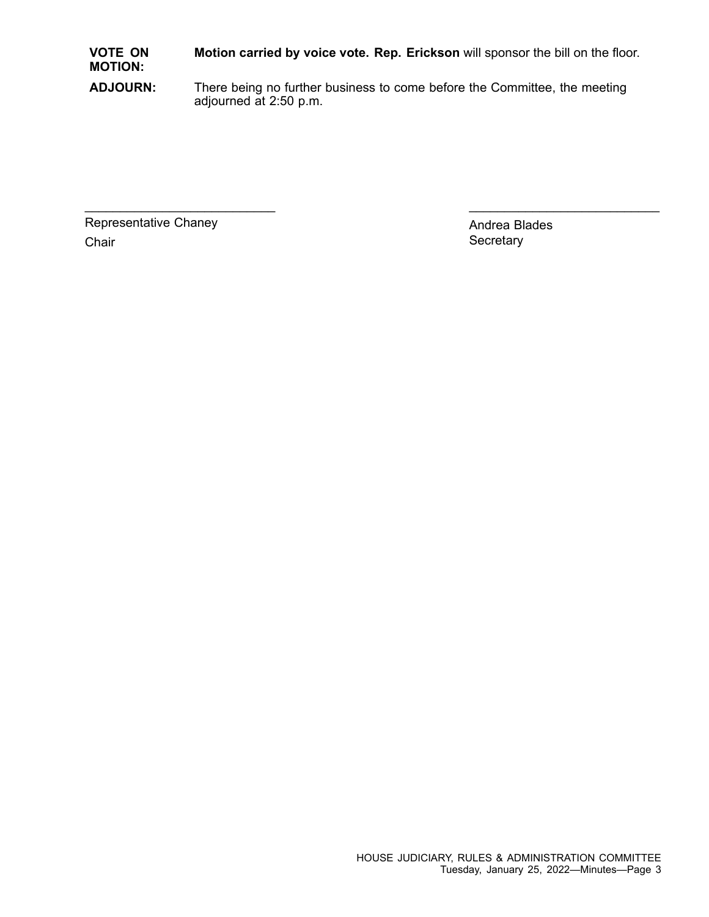**VOTE ON MOTION:** **Motion carried by voice vote. Rep. Erickson** will sponsor the bill on the floor.

**ADJOURN:** There being no further business to come before the Committee, the meeting adjourned at 2:50 p.m.

___________________________
Representative Chaney
Chair

___________________________
Andrea Blades
Secretary